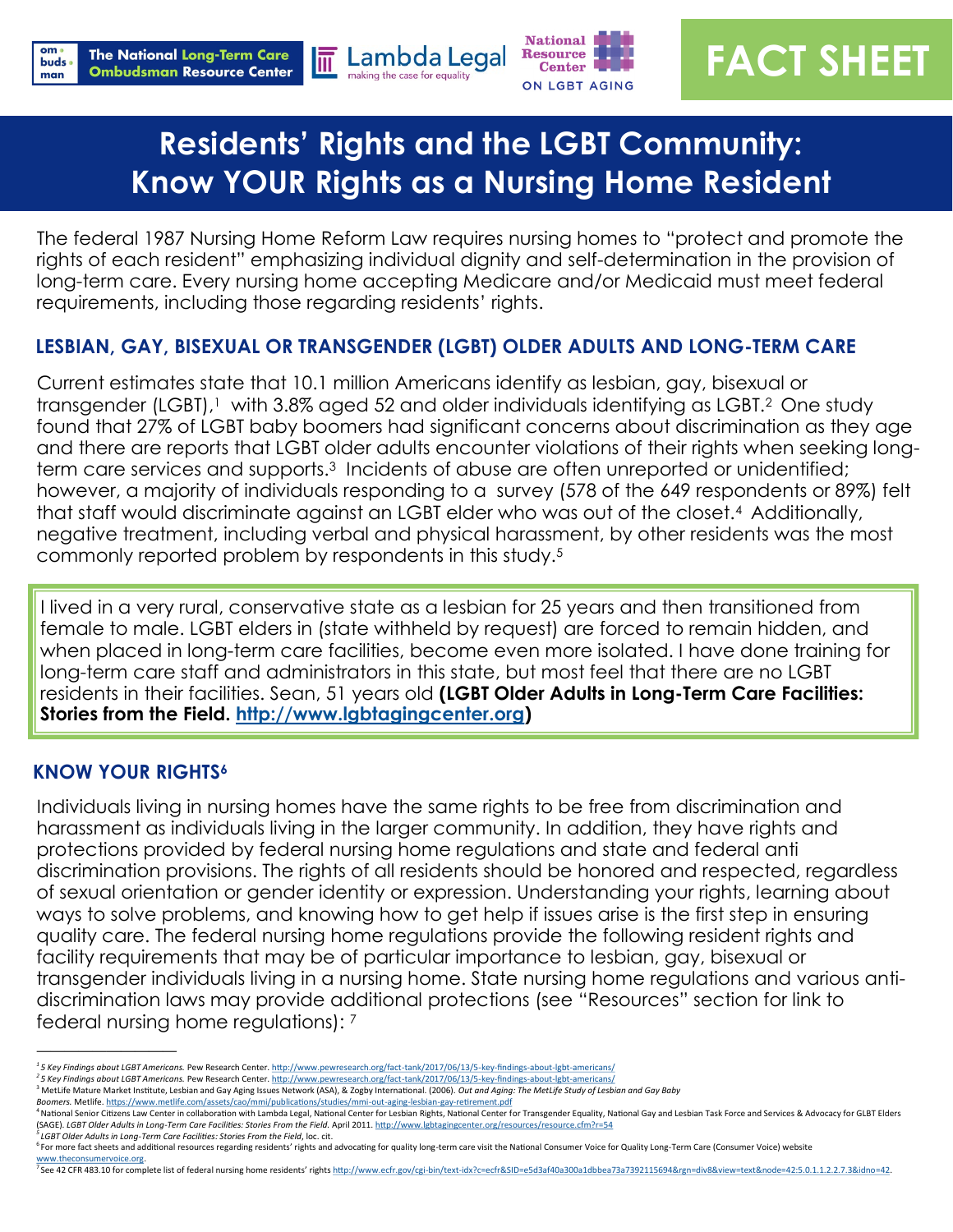The National Long-Term Care Ombudsman Resource Center | Lambda Legal making the case for equality | National Resource Center ON LGBT AGING

# FACT SHEET

# Residents' Rights and the LGBT Community: Know YOUR Rights as a Nursing Home Resident

The federal 1987 Nursing Home Reform Law requires nursing homes to "protect and promote the rights of each resident" emphasizing individual dignity and self-determination in the provision of long-term care. Every nursing home accepting Medicare and/or Medicaid must meet federal requirements, including those regarding residents' rights.

## LESBIAN, GAY, BISEXUAL OR TRANSGENDER (LGBT) OLDER ADULTS AND LONG-TERM CARE

Current estimates state that 10.1 million Americans identify as lesbian, gay, bisexual or transgender (LGBT),[1] with 3.8% aged 52 and older individuals identifying as LGBT.[2] One study found that 27% of LGBT baby boomers had significant concerns about discrimination as they age and there are reports that LGBT older adults encounter violations of their rights when seeking long-term care services and supports.[3] Incidents of abuse are often unreported or unidentified; however, a majority of individuals responding to a survey (578 of the 649 respondents or 89%) felt that staff would discriminate against an LGBT elder who was out of the closet.[4] Additionally, negative treatment, including verbal and physical harassment, by other residents was the most commonly reported problem by respondents in this study.[5]

> I lived in a very rural, conservative state as a lesbian for 25 years and then transitioned from female to male. LGBT elders in (state withheld by request) are forced to remain hidden, and when placed in long-term care facilities, become even more isolated. I have done training for long-term care staff and administrators in this state, but most feel that there are no LGBT residents in their facilities. Sean, 51 years old **(LGBT Older Adults in Long-Term Care Facilities: Stories from the Field. http://www.lgbtagingcenter.org)**

## KNOW YOUR RIGHTS[6]

Individuals living in nursing homes have the same rights to be free from discrimination and harassment as individuals living in the larger community. In addition, they have rights and protections provided by federal nursing home regulations and state and federal anti discrimination provisions. The rights of all residents should be honored and respected, regardless of sexual orientation or gender identity or expression. Understanding your rights, learning about ways to solve problems, and knowing how to get help if issues arise is the first step in ensuring quality care. The federal nursing home regulations provide the following resident rights and facility requirements that may be of particular importance to lesbian, gay, bisexual or transgender individuals living in a nursing home. State nursing home regulations and various anti-discrimination laws may provide additional protections (see "Resources" section for link to federal nursing home regulations): [7]

---

[1] *5 Key Findings about LGBT Americans.* Pew Research Center. http://www.pewresearch.org/fact-tank/2017/06/13/5-key-findings-about-lgbt-americans/

[2] *5 Key Findings about LGBT Americans.* Pew Research Center. http://www.pewresearch.org/fact-tank/2017/06/13/5-key-findings-about-lgbt-americans/

[3] MetLife Mature Market Institute, Lesbian and Gay Aging Issues Network (ASA), & Zogby International. (2006). *Out and Aging: The MetLife Study of Lesbian and Gay Baby Boomers.* Metlife. https://www.metlife.com/assets/cao/mmi/publications/studies/mmi-out-aging-lesbian-gay-retirement.pdf

[4] National Senior Citizens Law Center in collaboration with Lambda Legal, National Center for Lesbian Rights, National Center for Transgender Equality, National Gay and Lesbian Task Force and Services & Advocacy for GLBT Elders (SAGE). *LGBT Older Adults in Long-Term Care Facilities: Stories From the Field.* April 2011. http://www.lgbtagingcenter.org/resources/resource.cfm?r=54

[5] *LGBT Older Adults in Long-Term Care Facilities: Stories From the Field*, loc. cit.

[6] For more fact sheets and additional resources regarding residents' rights and advocating for quality long-term care visit the National Consumer Voice for Quality Long-Term Care (Consumer Voice) website www.theconsumervoice.org.

[7] See 42 CFR 483.10 for complete list of federal nursing home residents' rights http://www.ecfr.gov/cgi-bin/text-idx?c=ecfr&SID=e5d3af40a300a1dbbea73a7392115694&rgn=div8&view=text&node=42:5.0.1.1.2.2.7.3&idno=42.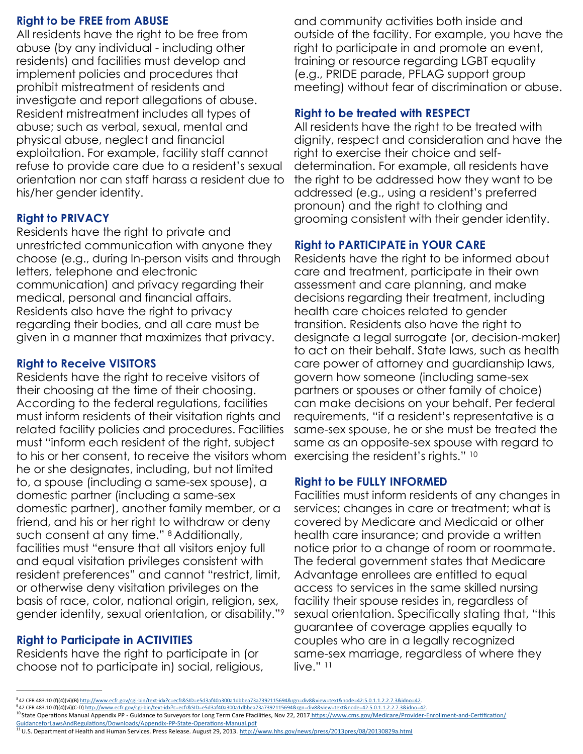### Right to be FREE from ABUSE

All residents have the right to be free from abuse (by any individual - including other residents) and facilities must develop and implement policies and procedures that prohibit mistreatment of residents and investigate and report allegations of abuse. Resident mistreatment includes all types of abuse; such as verbal, sexual, mental and physical abuse, neglect and financial exploitation. For example, facility staff cannot refuse to provide care due to a resident's sexual orientation nor can staff harass a resident due to his/her gender identity.

### Right to PRIVACY

Residents have the right to private and unrestricted communication with anyone they choose (e.g., during In-person visits and through letters, telephone and electronic communication) and privacy regarding their medical, personal and financial affairs. Residents also have the right to privacy regarding their bodies, and all care must be given in a manner that maximizes that privacy.

### Right to Receive VISITORS

Residents have the right to receive visitors of their choosing at the time of their choosing. According to the federal regulations, facilities must inform residents of their visitation rights and related facility policies and procedures. Facilities must "inform each resident of the right, subject to his or her consent, to receive the visitors whom he or she designates, including, but not limited to, a spouse (including a same-sex spouse), a domestic partner (including a same-sex domestic partner), another family member, or a friend, and his or her right to withdraw or deny such consent at any time." [8] Additionally, facilities must "ensure that all visitors enjoy full and equal visitation privileges consistent with resident preferences" and cannot "restrict, limit, or otherwise deny visitation privileges on the basis of race, color, national origin, religion, sex, gender identity, sexual orientation, or disability."[9]

### Right to Participate in ACTIVITIES

Residents have the right to participate in (or choose not to participate in) social, religious, and community activities both inside and outside of the facility. For example, you have the right to participate in and promote an event, training or resource regarding LGBT equality (e.g., PRIDE parade, PFLAG support group meeting) without fear of discrimination or abuse.

### Right to be treated with RESPECT

All residents have the right to be treated with dignity, respect and consideration and have the right to exercise their choice and self-determination. For example, all residents have the right to be addressed how they want to be addressed (e.g., using a resident's preferred pronoun) and the right to clothing and grooming consistent with their gender identity.

### Right to PARTICIPATE in YOUR CARE

Residents have the right to be informed about care and treatment, participate in their own assessment and care planning, and make decisions regarding their treatment, including health care choices related to gender transition. Residents also have the right to designate a legal surrogate (or, decision-maker) to act on their behalf. State laws, such as health care power of attorney and guardianship laws, govern how someone (including same-sex partners or spouses or other family of choice) can make decisions on your behalf. Per federal requirements, "if a resident's representative is a same-sex spouse, he or she must be treated the same as an opposite-sex spouse with regard to exercising the resident's rights." [10]

### Right to be FULLY INFORMED

Facilities must inform residents of any changes in services; changes in care or treatment; what is covered by Medicare and Medicaid or other health care insurance; and provide a written notice prior to a change of room or roommate. The federal government states that Medicare Advantage enrollees are entitled to equal access to services in the same skilled nursing facility their spouse resides in, regardless of sexual orientation. Specifically stating that, "this guarantee of coverage applies equally to couples who are in a legally recognized same-sex marriage, regardless of where they live." [11]

---

[8] 42 CFR 483.10 (f)(4)(vi)(B) http://www.ecfr.gov/cgi-bin/text-idx?c=ecfr&SID=e5d3af40a300a1dbbea73a7392115694&rgn=div8&view=text&node=42:5.0.1.1.2.2.7.3&idno=42.

[9] 42 CFR 483.10 (f)(4)(vi)(C-D) http://www.ecfr.gov/cgi-bin/text-idx?c=ecfr&SID=e5d3af40a300a1dbbea73a7392115694&rgn=div8&view=text&node=42:5.0.1.1.2.2.7.3&idno=42.

[10] State Operations Manual Appendix PP - Guidance to Surveyors for Long Term Care Ffacilities, Nov 22, 2017 https://www.cms.gov/Medicare/Provider-Enrollment-and-Certification/GuidanceforLawsAndRegulations/Downloads/Appendix-PP-State-Operations-Manual.pdf

[11] U.S. Department of Health and Human Services. Press Release. August 29, 2013. http://www.hhs.gov/news/press/2013pres/08/20130829a.html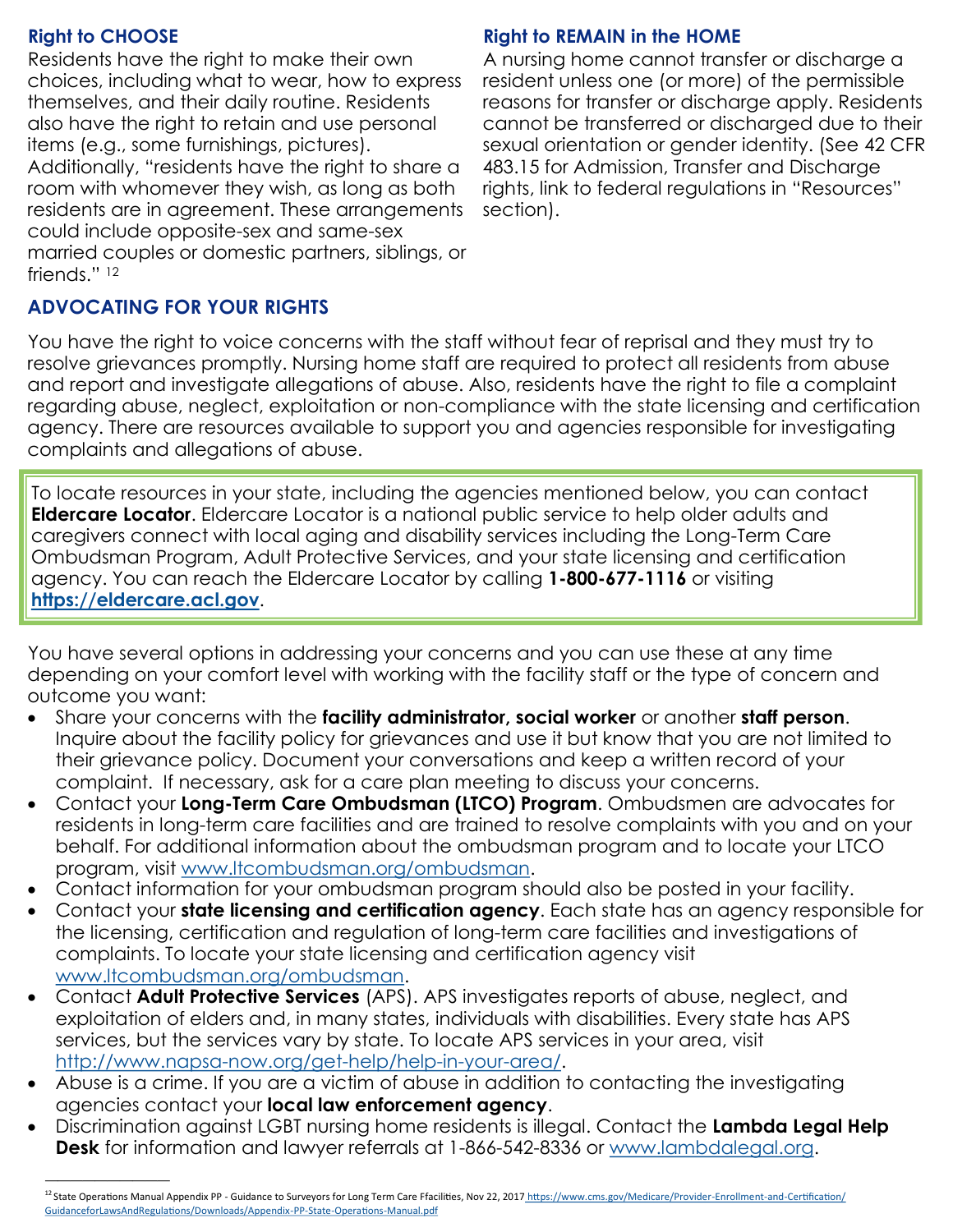### Right to CHOOSE

Residents have the right to make their own choices, including what to wear, how to express themselves, and their daily routine. Residents also have the right to retain and use personal items (e.g., some furnishings, pictures). Additionally, "residents have the right to share a room with whomever they wish, as long as both residents are in agreement. These arrangements could include opposite-sex and same-sex married couples or domestic partners, siblings, or friends." [12]

### Right to REMAIN in the HOME

A nursing home cannot transfer or discharge a resident unless one (or more) of the permissible reasons for transfer or discharge apply. Residents cannot be transferred or discharged due to their sexual orientation or gender identity. (See 42 CFR 483.15 for Admission, Transfer and Discharge rights, link to federal regulations in "Resources" section).

## ADVOCATING FOR YOUR RIGHTS

You have the right to voice concerns with the staff without fear of reprisal and they must try to resolve grievances promptly. Nursing home staff are required to protect all residents from abuse and report and investigate allegations of abuse. Also, residents have the right to file a complaint regarding abuse, neglect, exploitation or non-compliance with the state licensing and certification agency. There are resources available to support you and agencies responsible for investigating complaints and allegations of abuse.

> To locate resources in your state, including the agencies mentioned below, you can contact **Eldercare Locator**. Eldercare Locator is a national public service to help older adults and caregivers connect with local aging and disability services including the Long-Term Care Ombudsman Program, Adult Protective Services, and your state licensing and certification agency. You can reach the Eldercare Locator by calling **1-800-677-1116** or visiting **https://eldercare.acl.gov**.

You have several options in addressing your concerns and you can use these at any time depending on your comfort level with working with the facility staff or the type of concern and outcome you want:

- Share your concerns with the **facility administrator, social worker** or another **staff person**. Inquire about the facility policy for grievances and use it but know that you are not limited to their grievance policy. Document your conversations and keep a written record of your complaint. If necessary, ask for a care plan meeting to discuss your concerns.
- Contact your **Long-Term Care Ombudsman (LTCO) Program**. Ombudsmen are advocates for residents in long-term care facilities and are trained to resolve complaints with you and on your behalf. For additional information about the ombudsman program and to locate your LTCO program, visit www.ltcombudsman.org/ombudsman.
- Contact information for your ombudsman program should also be posted in your facility.
- Contact your **state licensing and certification agency**. Each state has an agency responsible for the licensing, certification and regulation of long-term care facilities and investigations of complaints. To locate your state licensing and certification agency visit www.ltcombudsman.org/ombudsman.
- Contact **Adult Protective Services** (APS). APS investigates reports of abuse, neglect, and exploitation of elders and, in many states, individuals with disabilities. Every state has APS services, but the services vary by state. To locate APS services in your area, visit http://www.napsa-now.org/get-help/help-in-your-area/.
- Abuse is a crime. If you are a victim of abuse in addition to contacting the investigating agencies contact your **local law enforcement agency**.
- Discrimination against LGBT nursing home residents is illegal. Contact the **Lambda Legal Help Desk** for information and lawyer referrals at 1-866-542-8336 or www.lambdalegal.org.

---

[12] State Operations Manual Appendix PP - Guidance to Surveyors for Long Term Care Ffacilities, Nov 22, 2017 https://www.cms.gov/Medicare/Provider-Enrollment-and-Certification/GuidanceforLawsAndRegulations/Downloads/Appendix-PP-State-Operations-Manual.pdf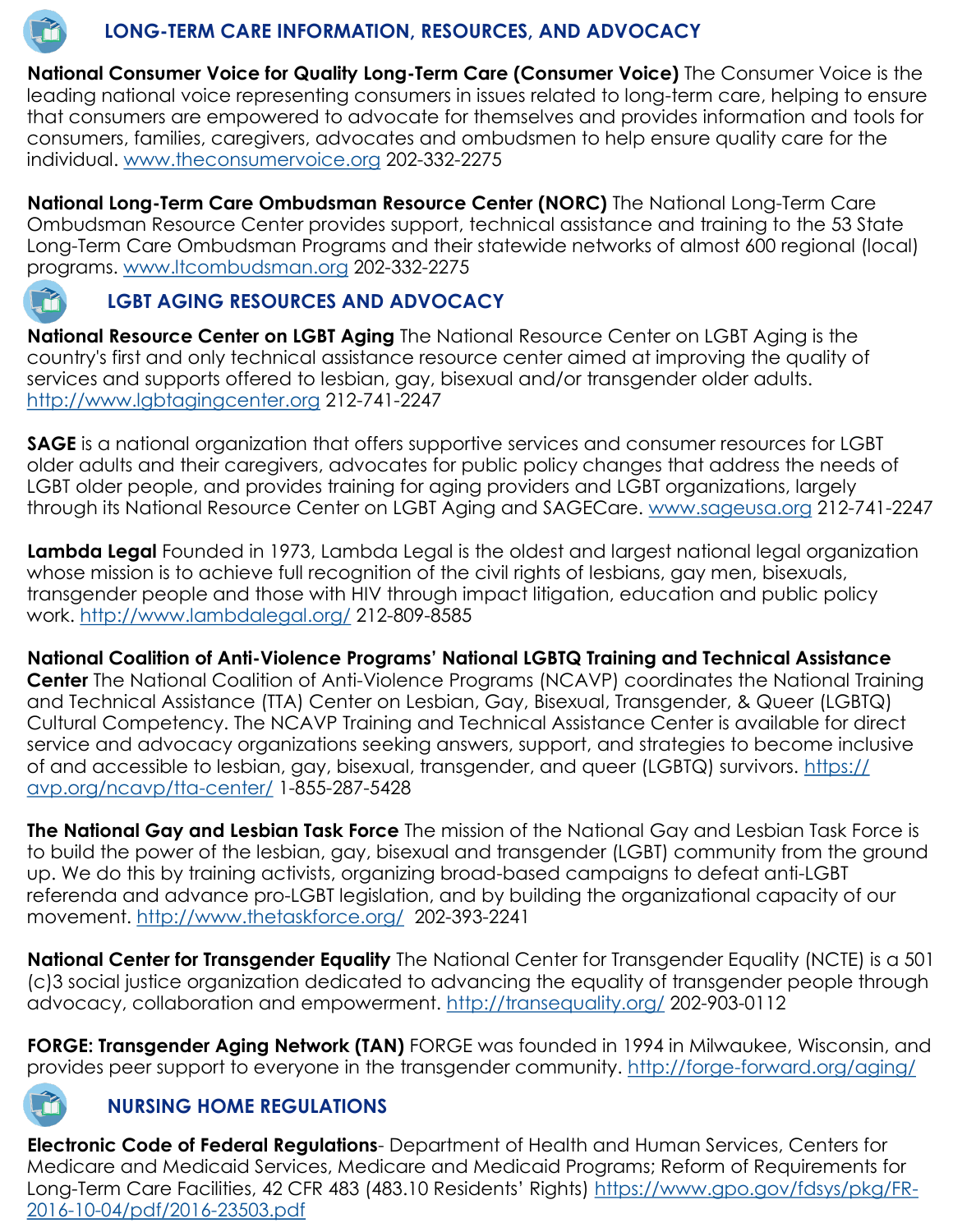## LONG-TERM CARE INFORMATION, RESOURCES, AND ADVOCACY

**National Consumer Voice for Quality Long-Term Care (Consumer Voice)** The Consumer Voice is the leading national voice representing consumers in issues related to long-term care, helping to ensure that consumers are empowered to advocate for themselves and provides information and tools for consumers, families, caregivers, advocates and ombudsmen to help ensure quality care for the individual. www.theconsumervoice.org 202-332-2275

**National Long-Term Care Ombudsman Resource Center (NORC)** The National Long-Term Care Ombudsman Resource Center provides support, technical assistance and training to the 53 State Long-Term Care Ombudsman Programs and their statewide networks of almost 600 regional (local) programs. www.ltcombudsman.org 202-332-2275

## LGBT AGING RESOURCES AND ADVOCACY

**National Resource Center on LGBT Aging** The National Resource Center on LGBT Aging is the country's first and only technical assistance resource center aimed at improving the quality of services and supports offered to lesbian, gay, bisexual and/or transgender older adults. http://www.lgbtagingcenter.org 212-741-2247

**SAGE** is a national organization that offers supportive services and consumer resources for LGBT older adults and their caregivers, advocates for public policy changes that address the needs of LGBT older people, and provides training for aging providers and LGBT organizations, largely through its National Resource Center on LGBT Aging and SAGECare. www.sageusa.org 212-741-2247

**Lambda Legal** Founded in 1973, Lambda Legal is the oldest and largest national legal organization whose mission is to achieve full recognition of the civil rights of lesbians, gay men, bisexuals, transgender people and those with HIV through impact litigation, education and public policy work. http://www.lambdalegal.org/ 212-809-8585

**National Coalition of Anti-Violence Programs' National LGBTQ Training and Technical Assistance Center** The National Coalition of Anti-Violence Programs (NCAVP) coordinates the National Training and Technical Assistance (TTA) Center on Lesbian, Gay, Bisexual, Transgender, & Queer (LGBTQ) Cultural Competency. The NCAVP Training and Technical Assistance Center is available for direct service and advocacy organizations seeking answers, support, and strategies to become inclusive of and accessible to lesbian, gay, bisexual, transgender, and queer (LGBTQ) survivors. https://avp.org/ncavp/tta-center/ 1-855-287-5428

**The National Gay and Lesbian Task Force** The mission of the National Gay and Lesbian Task Force is to build the power of the lesbian, gay, bisexual and transgender (LGBT) community from the ground up. We do this by training activists, organizing broad-based campaigns to defeat anti-LGBT referenda and advance pro-LGBT legislation, and by building the organizational capacity of our movement. http://www.thetaskforce.org/ 202-393-2241

**National Center for Transgender Equality** The National Center for Transgender Equality (NCTE) is a 501 (c)3 social justice organization dedicated to advancing the equality of transgender people through advocacy, collaboration and empowerment. http://transequality.org/ 202-903-0112

**FORGE: Transgender Aging Network (TAN)** FORGE was founded in 1994 in Milwaukee, Wisconsin, and provides peer support to everyone in the transgender community. http://forge-forward.org/aging/

## NURSING HOME REGULATIONS

**Electronic Code of Federal Regulations**- Department of Health and Human Services, Centers for Medicare and Medicaid Services, Medicare and Medicaid Programs; Reform of Requirements for Long-Term Care Facilities, 42 CFR 483 (483.10 Residents' Rights) https://www.gpo.gov/fdsys/pkg/FR-2016-10-04/pdf/2016-23503.pdf